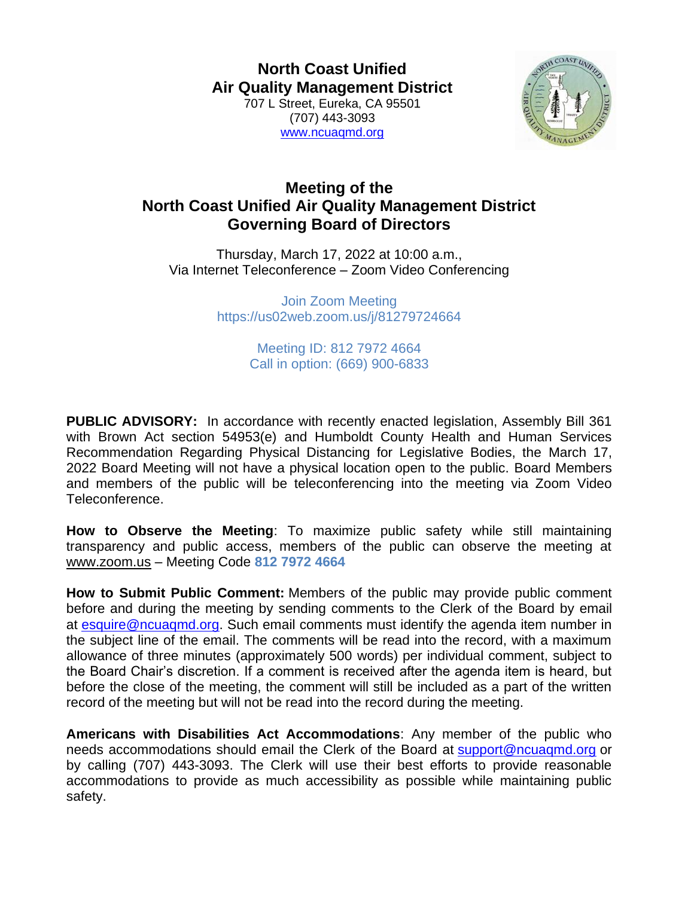# North Coast Unified Air Quality Management District

707 L Street, Eureka, CA 95501
(707) 443-3093
www.ncuaqmd.org

## Meeting of the North Coast Unified Air Quality Management District Governing Board of Directors

Thursday, March 17, 2022 at 10:00 a.m.,
Via Internet Teleconference – Zoom Video Conferencing

Join Zoom Meeting
https://us02web.zoom.us/j/81279724664

Meeting ID: 812 7972 4664
Call in option: (669) 900-6833

**PUBLIC ADVISORY:** In accordance with recently enacted legislation, Assembly Bill 361 with Brown Act section 54953(e) and Humboldt County Health and Human Services Recommendation Regarding Physical Distancing for Legislative Bodies, the March 17, 2022 Board Meeting will not have a physical location open to the public. Board Members and members of the public will be teleconferencing into the meeting via Zoom Video Teleconference.

**How to Observe the Meeting**: To maximize public safety while still maintaining transparency and public access, members of the public can observe the meeting at www.zoom.us – Meeting Code **812 7972 4664**

**How to Submit Public Comment:** Members of the public may provide public comment before and during the meeting by sending comments to the Clerk of the Board by email at esquire@ncuaqmd.org. Such email comments must identify the agenda item number in the subject line of the email. The comments will be read into the record, with a maximum allowance of three minutes (approximately 500 words) per individual comment, subject to the Board Chair's discretion. If a comment is received after the agenda item is heard, but before the close of the meeting, the comment will still be included as a part of the written record of the meeting but will not be read into the record during the meeting.

**Americans with Disabilities Act Accommodations**: Any member of the public who needs accommodations should email the Clerk of the Board at support@ncuaqmd.org or by calling (707) 443-3093. The Clerk will use their best efforts to provide reasonable accommodations to provide as much accessibility as possible while maintaining public safety.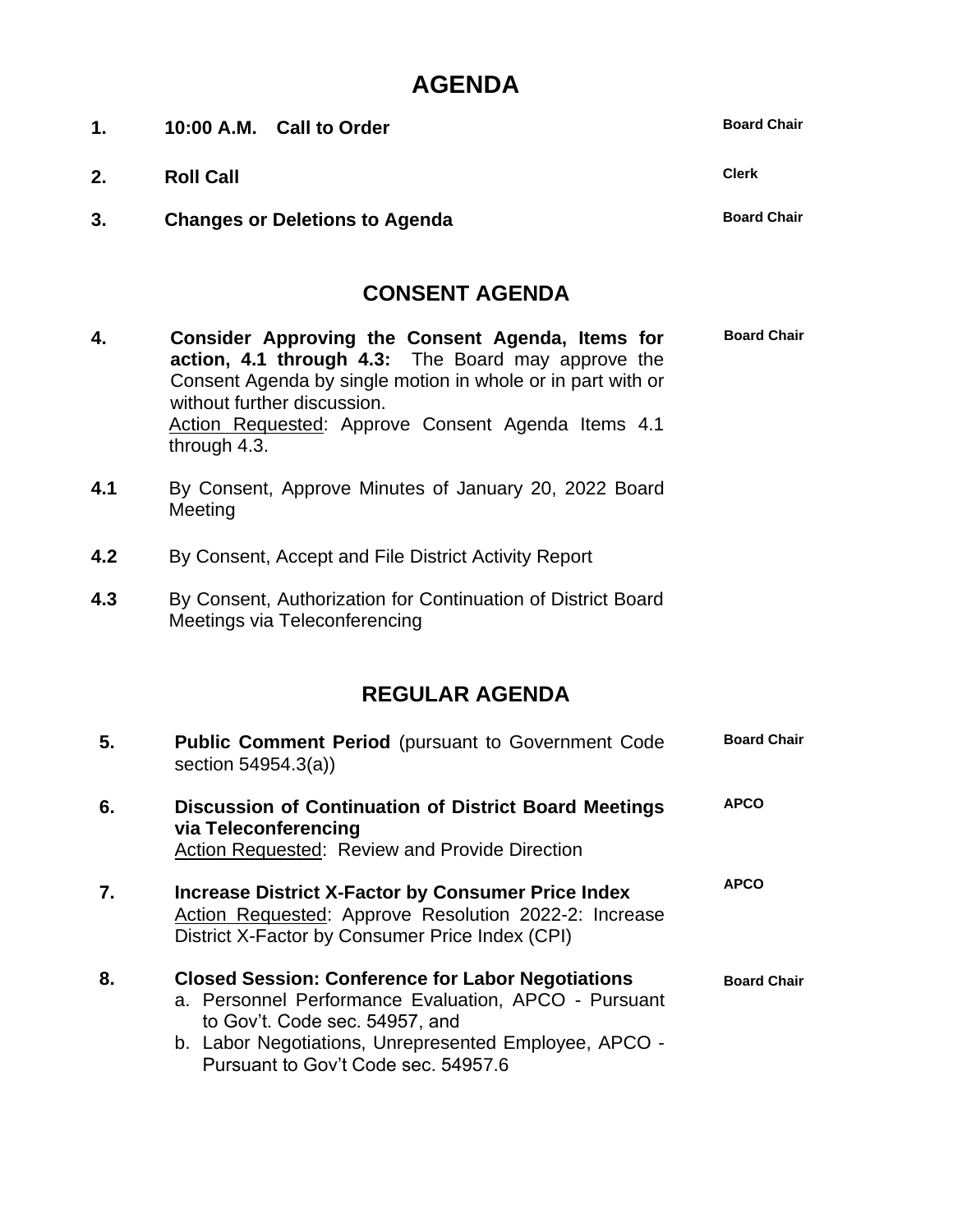# AGENDA

| | | |
|---|---|---|
| **1.** | **10:00 A.M. Call to Order** | **Board Chair** |
| **2.** | **Roll Call** | **Clerk** |
| **3.** | **Changes or Deletions to Agenda** | **Board Chair** |

## CONSENT AGENDA

| | | |
|---|---|---|
| **4.** | **Consider Approving the Consent Agenda, Items for action, 4.1 through 4.3:** The Board may approve the Consent Agenda by single motion in whole or in part with or without further discussion. <br> <u>Action Requested</u>: Approve Consent Agenda Items 4.1 through 4.3. | **Board Chair** |
| **4.1** | By Consent, Approve Minutes of January 20, 2022 Board Meeting | |
| **4.2** | By Consent, Accept and File District Activity Report | |
| **4.3** | By Consent, Authorization for Continuation of District Board Meetings via Teleconferencing | |

## REGULAR AGENDA

| | | |
|---|---|---|
| **5.** | **Public Comment Period** (pursuant to Government Code section 54954.3(a)) | **Board Chair** |
| **6.** | **Discussion of Continuation of District Board Meetings via Teleconferencing** <br> <u>Action Requested</u>: Review and Provide Direction | **APCO** |
| **7.** | **Increase District X-Factor by Consumer Price Index** <br> <u>Action Requested</u>: Approve Resolution 2022-2: Increase District X-Factor by Consumer Price Index (CPI) | **APCO** |
| **8.** | **Closed Session: Conference for Labor Negotiations** <br> a. Personnel Performance Evaluation, APCO - Pursuant to Gov't. Code sec. 54957, and <br> b. Labor Negotiations, Unrepresented Employee, APCO - Pursuant to Gov't Code sec. 54957.6 | **Board Chair** |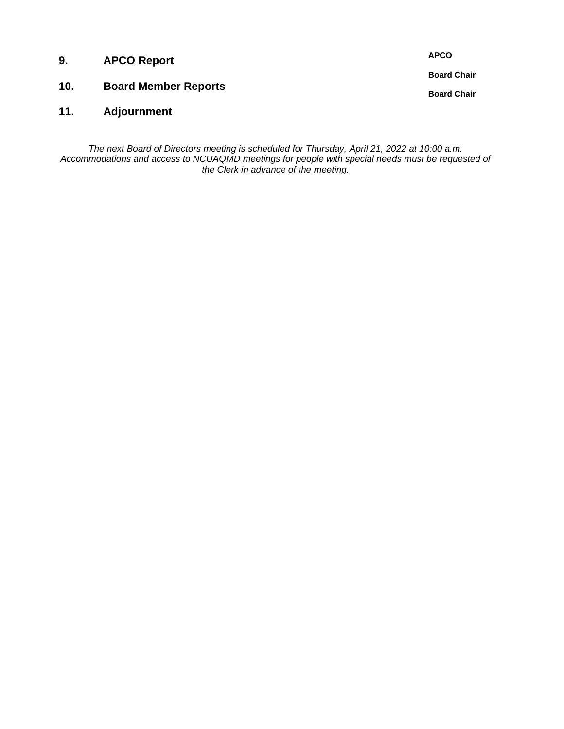| | | |
|---|---|---|
| **9.** | **APCO Report** | **APCO** |
| **10.** | **Board Member Reports** | **Board Chair** |
| **11.** | **Adjournment** | **Board Chair** |

*The next Board of Directors meeting is scheduled for Thursday, April 21, 2022 at 10:00 a.m. Accommodations and access to NCUAQMD meetings for people with special needs must be requested of the Clerk in advance of the meeting.*